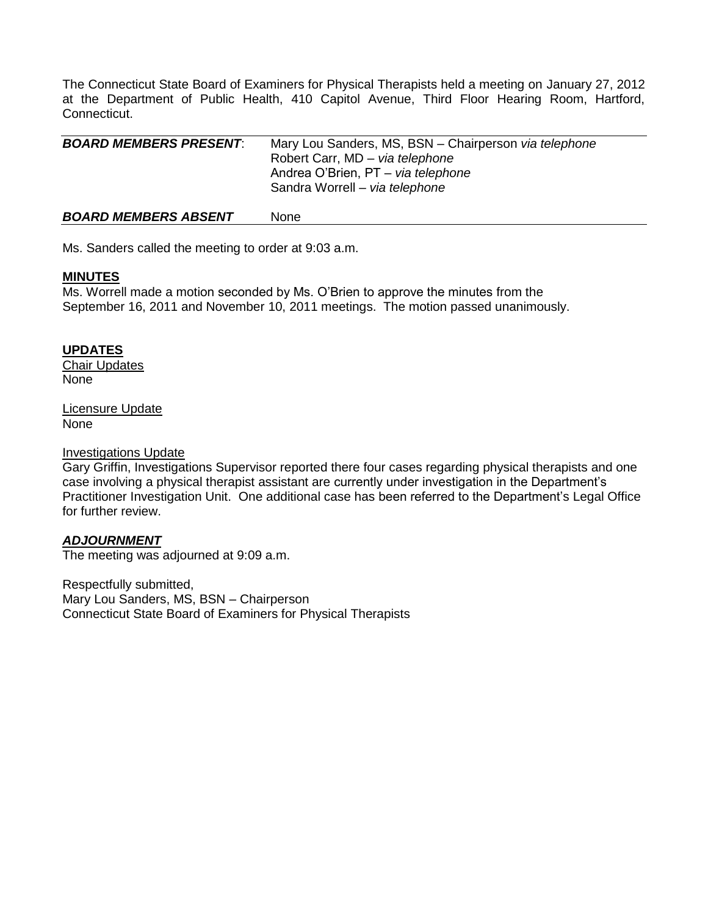The Connecticut State Board of Examiners for Physical Therapists held a meeting on January 27, 2012 at the Department of Public Health, 410 Capitol Avenue, Third Floor Hearing Room, Hartford, Connecticut.

| ***BOARD MEMBERS PRESENT***: | Mary Lou Sanders, MS, BSN – Chairperson *via telephone*<br>Robert Carr, MD – *via telephone*<br>Andrea O'Brien, PT – *via telephone*<br>Sandra Worrell – *via telephone* |
|---|---|
| ***BOARD MEMBERS ABSENT*** | None |

Ms. Sanders called the meeting to order at 9:03 a.m.

**MINUTES**

Ms. Worrell made a motion seconded by Ms. O'Brien to approve the minutes from the September 16, 2011 and November 10, 2011 meetings. The motion passed unanimously.

**UPDATES**

Chair Updates

None

Licensure Update

None

Investigations Update

Gary Griffin, Investigations Supervisor reported there four cases regarding physical therapists and one case involving a physical therapist assistant are currently under investigation in the Department's Practitioner Investigation Unit. One additional case has been referred to the Department's Legal Office for further review.

***ADJOURNMENT***

The meeting was adjourned at 9:09 a.m.

Respectfully submitted,
Mary Lou Sanders, MS, BSN – Chairperson
Connecticut State Board of Examiners for Physical Therapists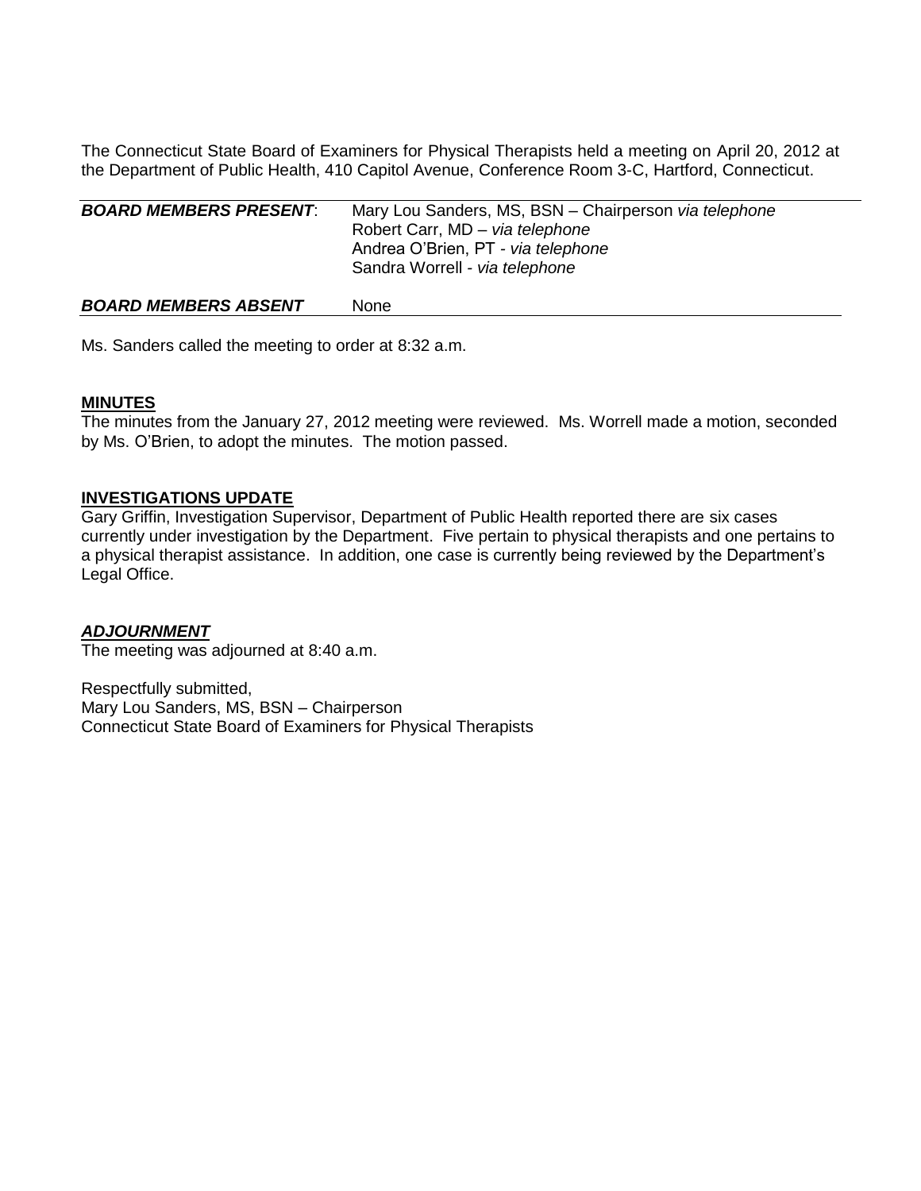The Connecticut State Board of Examiners for Physical Therapists held a meeting on April 20, 2012 at the Department of Public Health, 410 Capitol Avenue, Conference Room 3-C, Hartford, Connecticut.

| | |
|---|---|
| ***BOARD MEMBERS PRESENT***: | Mary Lou Sanders, MS, BSN – Chairperson *via telephone*<br>Robert Carr, MD – *via telephone*<br>Andrea O'Brien, PT - *via telephone*<br>Sandra Worrell - *via telephone* |
| ***BOARD MEMBERS ABSENT*** | None |

Ms. Sanders called the meeting to order at 8:32 a.m.

**MINUTES**

The minutes from the January 27, 2012 meeting were reviewed. Ms. Worrell made a motion, seconded by Ms. O'Brien, to adopt the minutes. The motion passed.

**INVESTIGATIONS UPDATE**

Gary Griffin, Investigation Supervisor, Department of Public Health reported there are six cases currently under investigation by the Department. Five pertain to physical therapists and one pertains to a physical therapist assistance. In addition, one case is currently being reviewed by the Department's Legal Office.

***ADJOURNMENT***

The meeting was adjourned at 8:40 a.m.

Respectfully submitted,
Mary Lou Sanders, MS, BSN – Chairperson
Connecticut State Board of Examiners for Physical Therapists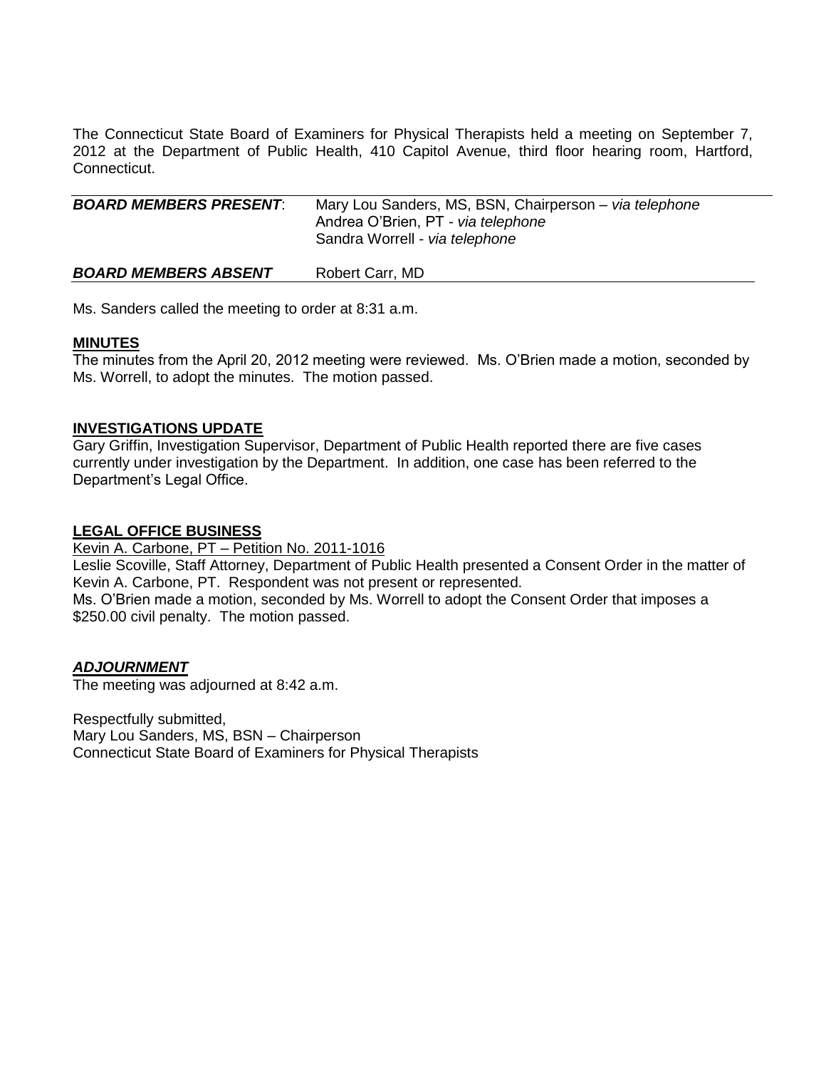The Connecticut State Board of Examiners for Physical Therapists held a meeting on September 7, 2012 at the Department of Public Health, 410 Capitol Avenue, third floor hearing room, Hartford, Connecticut.

| | |
|---|---|
| ***BOARD MEMBERS PRESENT***: | Mary Lou Sanders, MS, BSN, Chairperson – *via telephone*<br>Andrea O'Brien, PT - *via telephone*<br>Sandra Worrell - *via telephone* |
| ***BOARD MEMBERS ABSENT*** | Robert Carr, MD |

Ms. Sanders called the meeting to order at 8:31 a.m.

**MINUTES**

The minutes from the April 20, 2012 meeting were reviewed. Ms. O'Brien made a motion, seconded by Ms. Worrell, to adopt the minutes. The motion passed.

**INVESTIGATIONS UPDATE**

Gary Griffin, Investigation Supervisor, Department of Public Health reported there are five cases currently under investigation by the Department. In addition, one case has been referred to the Department's Legal Office.

**LEGAL OFFICE BUSINESS**

Kevin A. Carbone, PT – Petition No. 2011-1016

Leslie Scoville, Staff Attorney, Department of Public Health presented a Consent Order in the matter of Kevin A. Carbone, PT. Respondent was not present or represented.

Ms. O'Brien made a motion, seconded by Ms. Worrell to adopt the Consent Order that imposes a $250.00 civil penalty. The motion passed.

***ADJOURNMENT***

The meeting was adjourned at 8:42 a.m.

Respectfully submitted,
Mary Lou Sanders, MS, BSN – Chairperson
Connecticut State Board of Examiners for Physical Therapists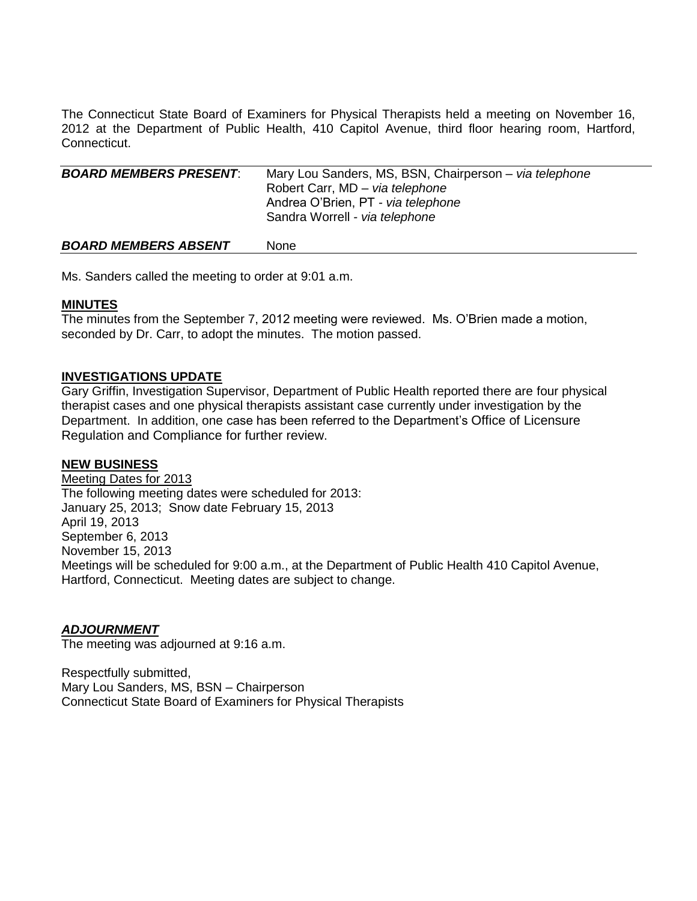The Connecticut State Board of Examiners for Physical Therapists held a meeting on November 16, 2012 at the Department of Public Health, 410 Capitol Avenue, third floor hearing room, Hartford, Connecticut.

| | |
|---|---|
| ***BOARD MEMBERS PRESENT***: | Mary Lou Sanders, MS, BSN, Chairperson – *via telephone*<br>Robert Carr, MD – *via telephone*<br>Andrea O'Brien, PT - *via telephone*<br>Sandra Worrell - *via telephone* |
| ***BOARD MEMBERS ABSENT*** | None |

Ms. Sanders called the meeting to order at 9:01 a.m.

**MINUTES**

The minutes from the September 7, 2012 meeting were reviewed. Ms. O'Brien made a motion, seconded by Dr. Carr, to adopt the minutes. The motion passed.

**INVESTIGATIONS UPDATE**

Gary Griffin, Investigation Supervisor, Department of Public Health reported there are four physical therapist cases and one physical therapists assistant case currently under investigation by the Department. In addition, one case has been referred to the Department's Office of Licensure Regulation and Compliance for further review.

**NEW BUSINESS**

Meeting Dates for 2013

The following meeting dates were scheduled for 2013:
January 25, 2013; Snow date February 15, 2013
April 19, 2013
September 6, 2013
November 15, 2013
Meetings will be scheduled for 9:00 a.m., at the Department of Public Health 410 Capitol Avenue, Hartford, Connecticut. Meeting dates are subject to change.

***ADJOURNMENT***

The meeting was adjourned at 9:16 a.m.

Respectfully submitted,
Mary Lou Sanders, MS, BSN – Chairperson
Connecticut State Board of Examiners for Physical Therapists